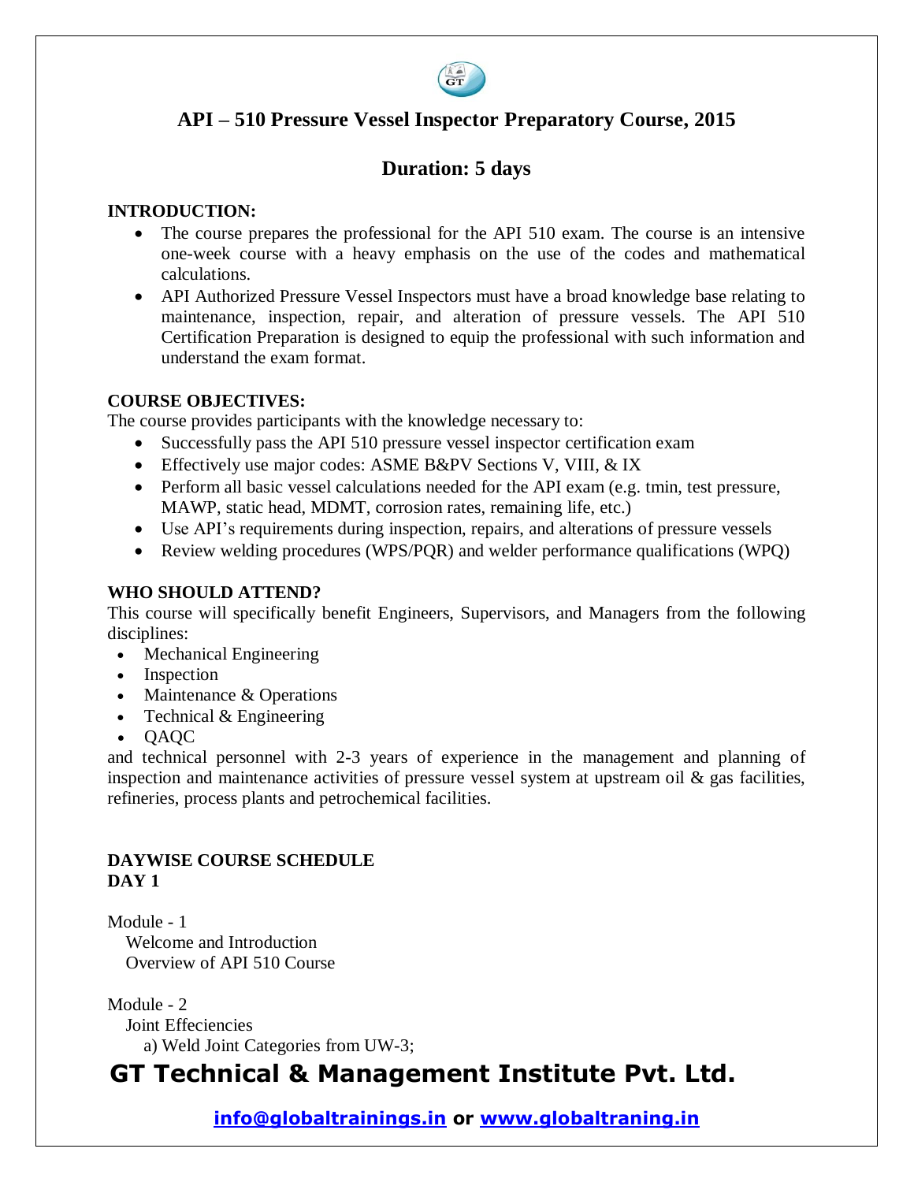# API – 510 Pressure Vessel Inspector Preparatory Course, 2015

## Duration: 5 days

**INTRODUCTION:**

- The course prepares the professional for the API 510 exam. The course is an intensive one-week course with a heavy emphasis on the use of the codes and mathematical calculations.
- API Authorized Pressure Vessel Inspectors must have a broad knowledge base relating to maintenance, inspection, repair, and alteration of pressure vessels. The API 510 Certification Preparation is designed to equip the professional with such information and understand the exam format.

**COURSE OBJECTIVES:**

The course provides participants with the knowledge necessary to:

- Successfully pass the API 510 pressure vessel inspector certification exam
- Effectively use major codes: ASME B&PV Sections V, VIII, & IX
- Perform all basic vessel calculations needed for the API exam (e.g. tmin, test pressure, MAWP, static head, MDMT, corrosion rates, remaining life, etc.)
- Use API's requirements during inspection, repairs, and alterations of pressure vessels
- Review welding procedures (WPS/PQR) and welder performance qualifications (WPQ)

**WHO SHOULD ATTEND?**

This course will specifically benefit Engineers, Supervisors, and Managers from the following disciplines:

- Mechanical Engineering
- Inspection
- Maintenance & Operations
- Technical & Engineering
- QAQC

and technical personnel with 2-3 years of experience in the management and planning of inspection and maintenance activities of pressure vessel system at upstream oil & gas facilities, refineries, process plants and petrochemical facilities.

**DAYWISE COURSE SCHEDULE**
**DAY 1**

Module - 1
Welcome and Introduction
Overview of API 510 Course

Module - 2
Joint Effeciencies
a) Weld Joint Categories from UW-3;

**GT Technical & Management Institute Pvt. Ltd.**

info@globaltrainings.in or www.globaltraning.in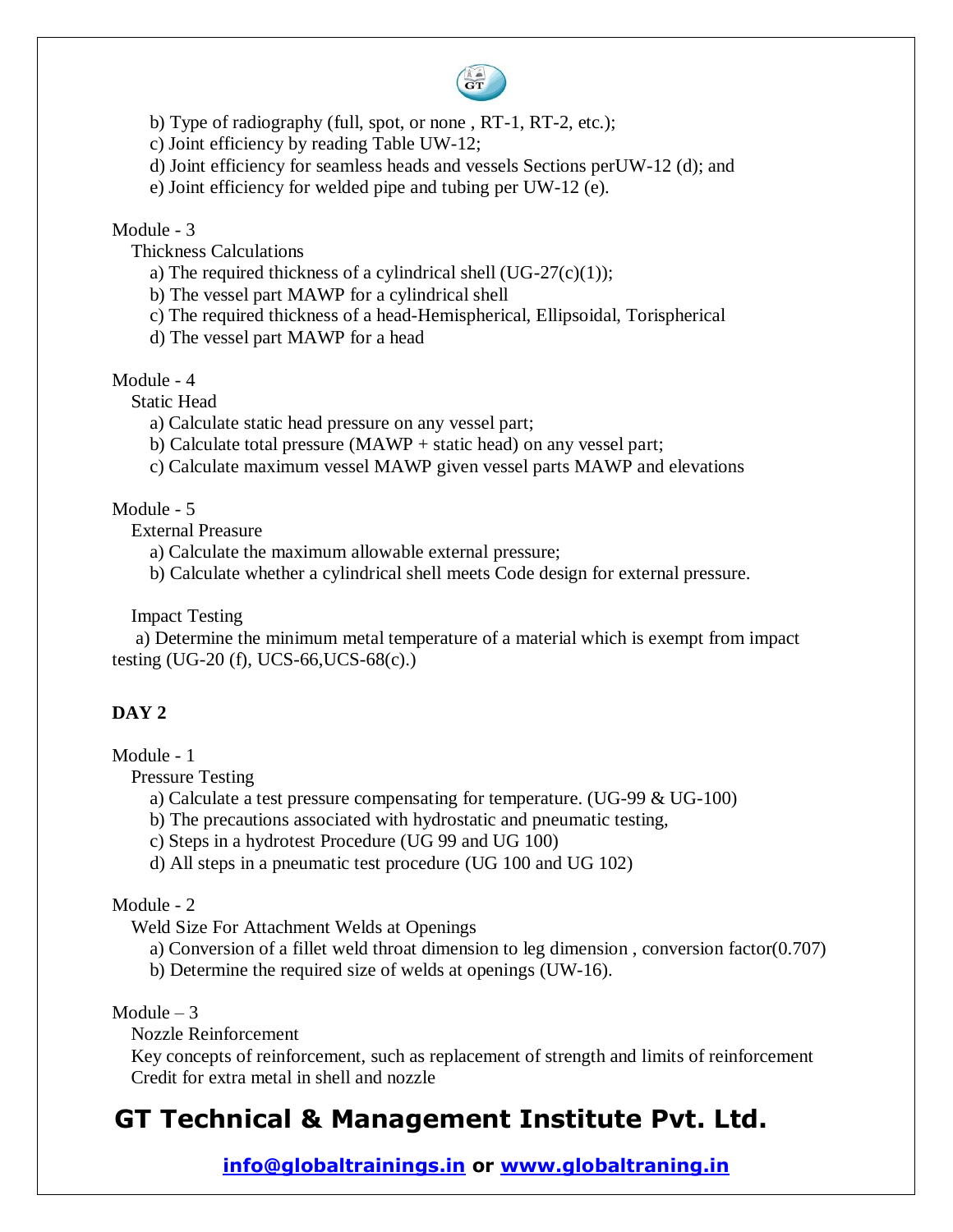b) Type of radiography (full, spot, or none , RT-1, RT-2, etc.);

c) Joint efficiency by reading Table UW-12;

d) Joint efficiency for seamless heads and vessels Sections perUW-12 (d); and

e) Joint efficiency for welded pipe and tubing per UW-12 (e).

Module - 3

Thickness Calculations

a) The required thickness of a cylindrical shell (UG-27(c)(1));

b) The vessel part MAWP for a cylindrical shell

c) The required thickness of a head-Hemispherical, Ellipsoidal, Torispherical

d) The vessel part MAWP for a head

Module - 4

Static Head

a) Calculate static head pressure on any vessel part;

b) Calculate total pressure (MAWP + static head) on any vessel part;

c) Calculate maximum vessel MAWP given vessel parts MAWP and elevations

Module - 5

External Preasure

a) Calculate the maximum allowable external pressure;

b) Calculate whether a cylindrical shell meets Code design for external pressure.

Impact Testing

a) Determine the minimum metal temperature of a material which is exempt from impact testing (UG-20 (f), UCS-66,UCS-68(c).)

**DAY 2**

Module - 1

Pressure Testing

a) Calculate a test pressure compensating for temperature. (UG-99 & UG-100)

b) The precautions associated with hydrostatic and pneumatic testing,

c) Steps in a hydrotest Procedure (UG 99 and UG 100)

d) All steps in a pneumatic test procedure (UG 100 and UG 102)

Module - 2

Weld Size For Attachment Welds at Openings

a) Conversion of a fillet weld throat dimension to leg dimension , conversion factor(0.707)

b) Determine the required size of welds at openings (UW-16).

Module – 3

Nozzle Reinforcement

Key concepts of reinforcement, such as replacement of strength and limits of reinforcement

Credit for extra metal in shell and nozzle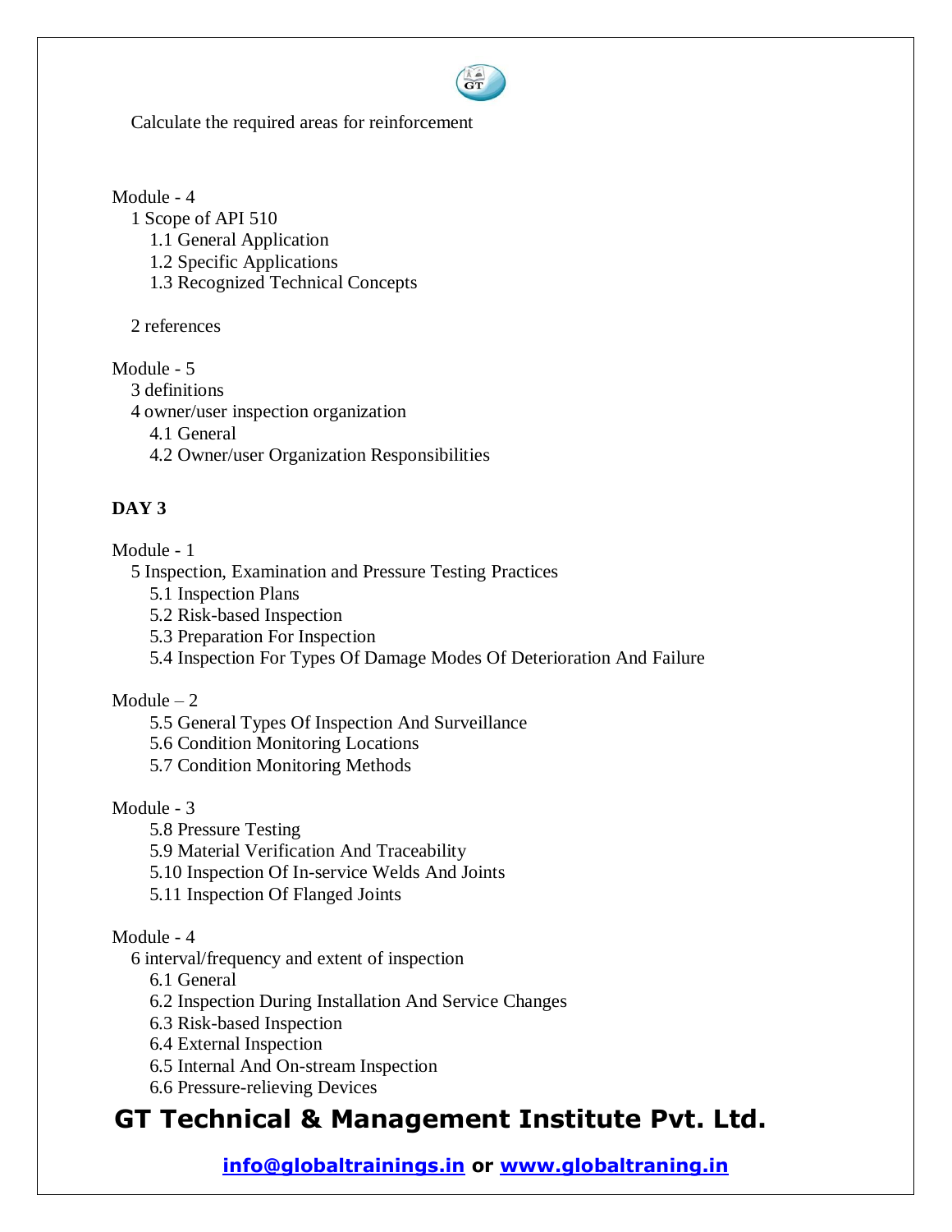Calculate the required areas for reinforcement

Module - 4

1 Scope of API 510

- 1.1 General Application
- 1.2 Specific Applications
- 1.3 Recognized Technical Concepts

2 references

Module - 5

3 definitions

4 owner/user inspection organization

- 4.1 General
- 4.2 Owner/user Organization Responsibilities

**DAY 3**

Module - 1

5 Inspection, Examination and Pressure Testing Practices

- 5.1 Inspection Plans
- 5.2 Risk-based Inspection
- 5.3 Preparation For Inspection
- 5.4 Inspection For Types Of Damage Modes Of Deterioration And Failure

Module – 2

- 5.5 General Types Of Inspection And Surveillance
- 5.6 Condition Monitoring Locations
- 5.7 Condition Monitoring Methods

Module - 3

- 5.8 Pressure Testing
- 5.9 Material Verification And Traceability
- 5.10 Inspection Of In-service Welds And Joints
- 5.11 Inspection Of Flanged Joints

Module - 4

6 interval/frequency and extent of inspection

- 6.1 General
- 6.2 Inspection During Installation And Service Changes
- 6.3 Risk-based Inspection
- 6.4 External Inspection
- 6.5 Internal And On-stream Inspection
- 6.6 Pressure-relieving Devices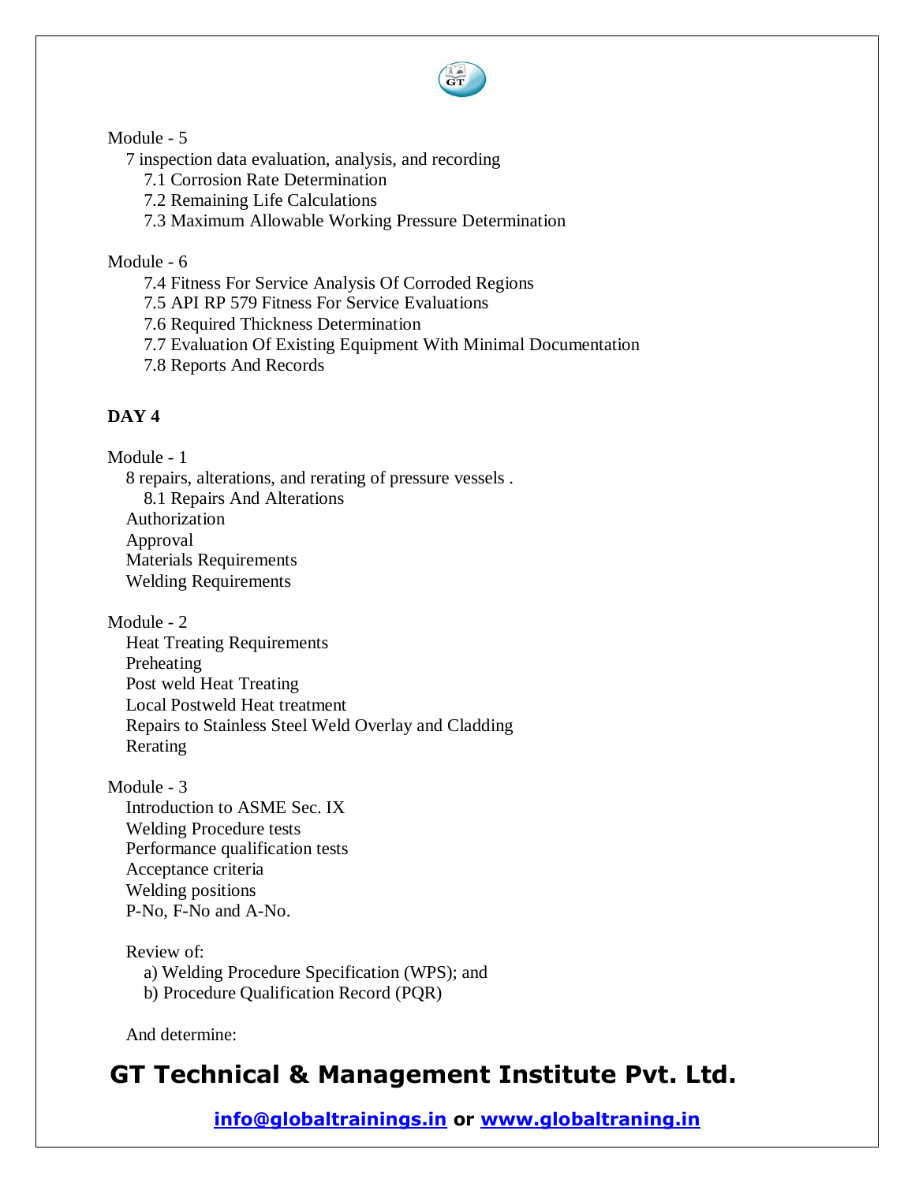Module - 5

7 inspection data evaluation, analysis, and recording

- 7.1 Corrosion Rate Determination
- 7.2 Remaining Life Calculations
- 7.3 Maximum Allowable Working Pressure Determination

Module - 6

- 7.4 Fitness For Service Analysis Of Corroded Regions
- 7.5 API RP 579 Fitness For Service Evaluations
- 7.6 Required Thickness Determination
- 7.7 Evaluation Of Existing Equipment With Minimal Documentation
- 7.8 Reports And Records

**DAY 4**

Module - 1

8 repairs, alterations, and rerating of pressure vessels .

- 8.1 Repairs And Alterations

Authorization
Approval
Materials Requirements
Welding Requirements

Module - 2

Heat Treating Requirements
Preheating
Post weld Heat Treating
Local Postweld Heat treatment
Repairs to Stainless Steel Weld Overlay and Cladding
Rerating

Module - 3

Introduction to ASME Sec. IX
Welding Procedure tests
Performance qualification tests
Acceptance criteria
Welding positions
P-No, F-No and A-No.

Review of:

a) Welding Procedure Specification (WPS); and
b) Procedure Qualification Record (PQR)

And determine: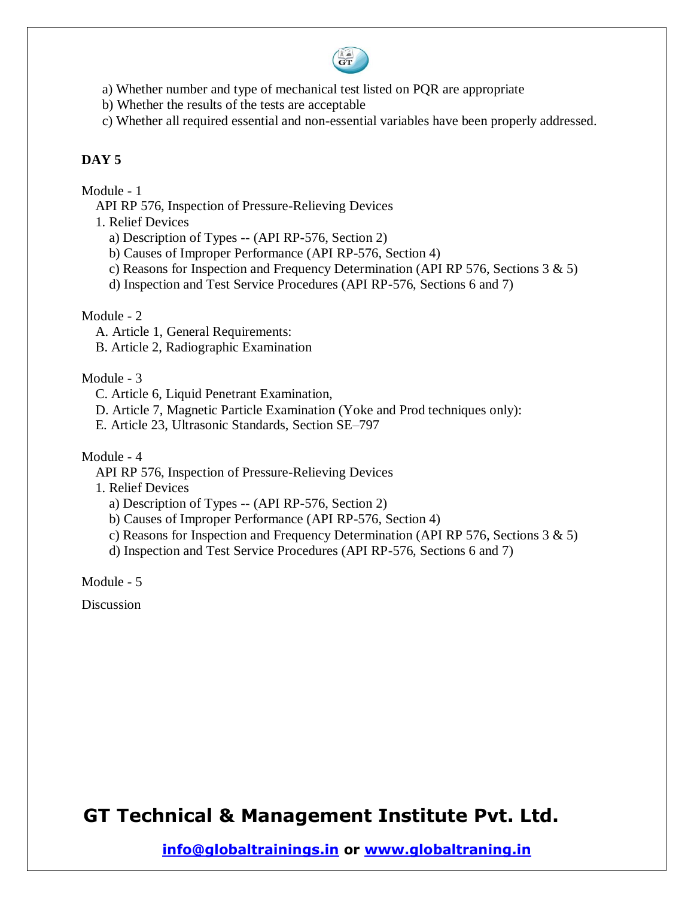a) Whether number and type of mechanical test listed on PQR are appropriate
b) Whether the results of the tests are acceptable
c) Whether all required essential and non-essential variables have been properly addressed.

**DAY 5**

Module - 1

API RP 576, Inspection of Pressure-Relieving Devices

1. Relief Devices
   a) Description of Types -- (API RP-576, Section 2)
   b) Causes of Improper Performance (API RP-576, Section 4)
   c) Reasons for Inspection and Frequency Determination (API RP 576, Sections 3 & 5)
   d) Inspection and Test Service Procedures (API RP-576, Sections 6 and 7)

Module - 2

A. Article 1, General Requirements:
B. Article 2, Radiographic Examination

Module - 3

C. Article 6, Liquid Penetrant Examination,
D. Article 7, Magnetic Particle Examination (Yoke and Prod techniques only):
E. Article 23, Ultrasonic Standards, Section SE–797

Module - 4

API RP 576, Inspection of Pressure-Relieving Devices

1. Relief Devices
   a) Description of Types -- (API RP-576, Section 2)
   b) Causes of Improper Performance (API RP-576, Section 4)
   c) Reasons for Inspection and Frequency Determination (API RP 576, Sections 3 & 5)
   d) Inspection and Test Service Procedures (API RP-576, Sections 6 and 7)

Module - 5

Discussion